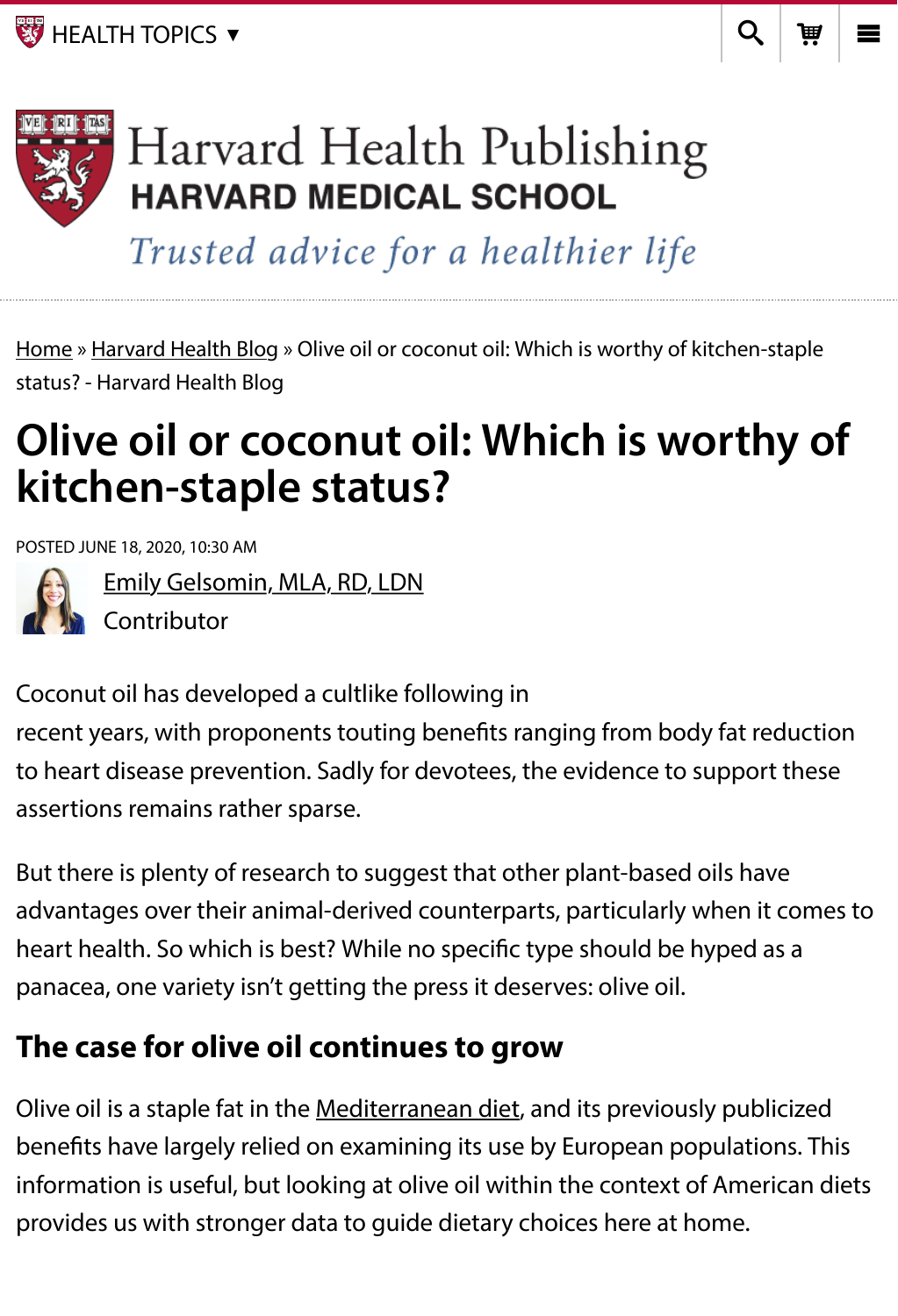HEALTH TOPICS ▼

Harvard Health Publishing
HARVARD MEDICAL SCHOOL
*Trusted advice for a healthier life*

Home » Harvard Health Blog » Olive oil or coconut oil: Which is worthy of kitchen-staple status? - Harvard Health Blog

# Olive oil or coconut oil: Which is worthy of kitchen-staple status?

POSTED JUNE 18, 2020, 10:30 AM

Emily Gelsomin, MLA, RD, LDN
Contributor

Coconut oil has developed a cultlike following in recent years, with proponents touting benefits ranging from body fat reduction to heart disease prevention. Sadly for devotees, the evidence to support these assertions remains rather sparse.

But there is plenty of research to suggest that other plant-based oils have advantages over their animal-derived counterparts, particularly when it comes to heart health. So which is best? While no specific type should be hyped as a panacea, one variety isn't getting the press it deserves: olive oil.

## The case for olive oil continues to grow

Olive oil is a staple fat in the Mediterranean diet, and its previously publicized benefits have largely relied on examining its use by European populations. This information is useful, but looking at olive oil within the context of American diets provides us with stronger data to guide dietary choices here at home.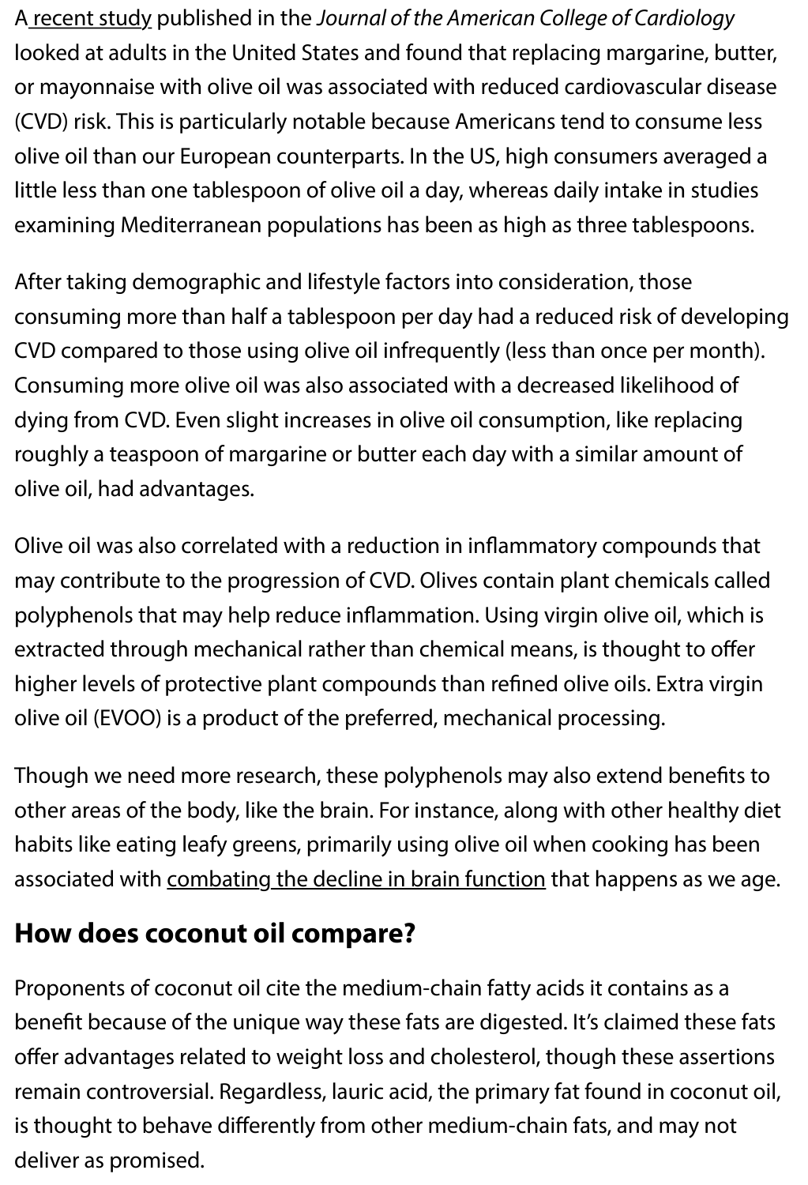A recent study published in the *Journal of the American College of Cardiology* looked at adults in the United States and found that replacing margarine, butter, or mayonnaise with olive oil was associated with reduced cardiovascular disease (CVD) risk. This is particularly notable because Americans tend to consume less olive oil than our European counterparts. In the US, high consumers averaged a little less than one tablespoon of olive oil a day, whereas daily intake in studies examining Mediterranean populations has been as high as three tablespoons.

After taking demographic and lifestyle factors into consideration, those consuming more than half a tablespoon per day had a reduced risk of developing CVD compared to those using olive oil infrequently (less than once per month). Consuming more olive oil was also associated with a decreased likelihood of dying from CVD. Even slight increases in olive oil consumption, like replacing roughly a teaspoon of margarine or butter each day with a similar amount of olive oil, had advantages.

Olive oil was also correlated with a reduction in inflammatory compounds that may contribute to the progression of CVD. Olives contain plant chemicals called polyphenols that may help reduce inflammation. Using virgin olive oil, which is extracted through mechanical rather than chemical means, is thought to offer higher levels of protective plant compounds than refined olive oils. Extra virgin olive oil (EVOO) is a product of the preferred, mechanical processing.

Though we need more research, these polyphenols may also extend benefits to other areas of the body, like the brain. For instance, along with other healthy diet habits like eating leafy greens, primarily using olive oil when cooking has been associated with combating the decline in brain function that happens as we age.

## How does coconut oil compare?

Proponents of coconut oil cite the medium-chain fatty acids it contains as a benefit because of the unique way these fats are digested. It's claimed these fats offer advantages related to weight loss and cholesterol, though these assertions remain controversial. Regardless, lauric acid, the primary fat found in coconut oil, is thought to behave differently from other medium-chain fats, and may not deliver as promised.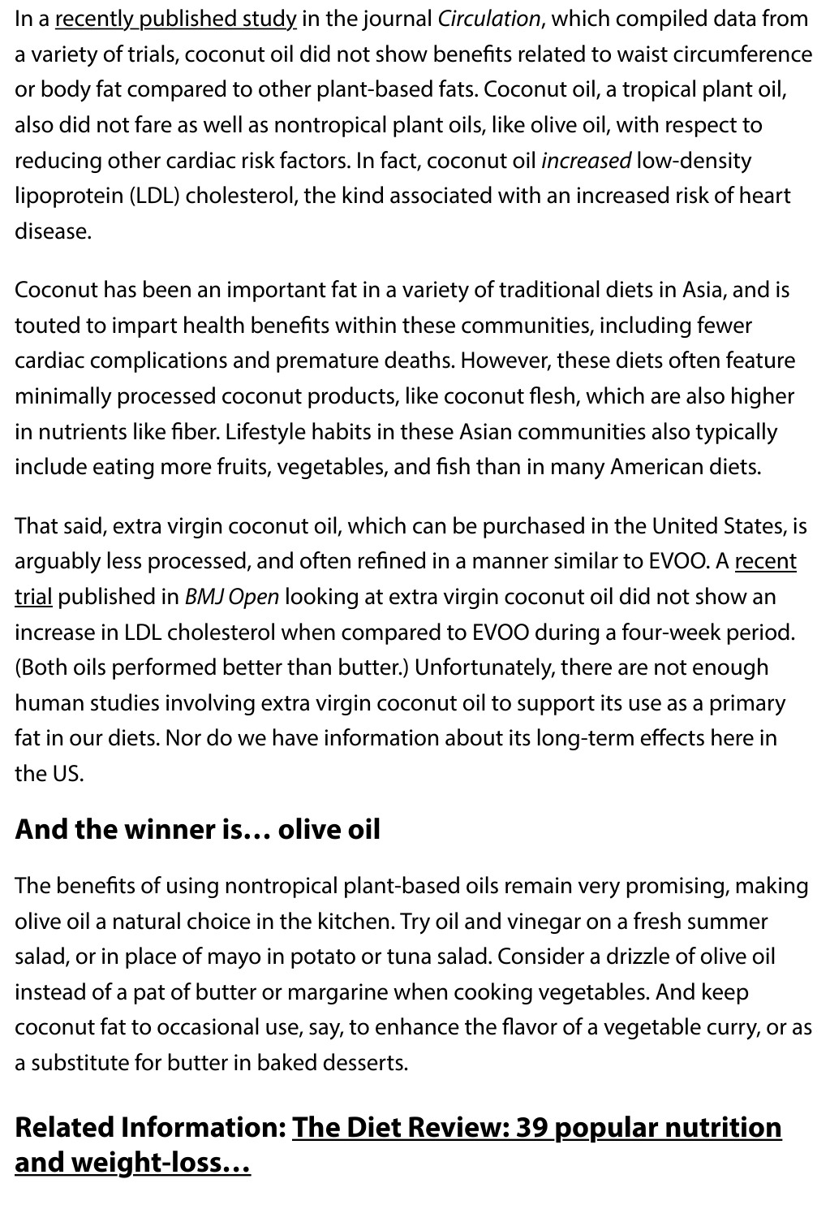In a recently published study in the journal *Circulation*, which compiled data from a variety of trials, coconut oil did not show benefits related to waist circumference or body fat compared to other plant-based fats. Coconut oil, a tropical plant oil, also did not fare as well as nontropical plant oils, like olive oil, with respect to reducing other cardiac risk factors. In fact, coconut oil *increased* low-density lipoprotein (LDL) cholesterol, the kind associated with an increased risk of heart disease.

Coconut has been an important fat in a variety of traditional diets in Asia, and is touted to impart health benefits within these communities, including fewer cardiac complications and premature deaths. However, these diets often feature minimally processed coconut products, like coconut flesh, which are also higher in nutrients like fiber. Lifestyle habits in these Asian communities also typically include eating more fruits, vegetables, and fish than in many American diets.

That said, extra virgin coconut oil, which can be purchased in the United States, is arguably less processed, and often refined in a manner similar to EVOO. A recent trial published in *BMJ Open* looking at extra virgin coconut oil did not show an increase in LDL cholesterol when compared to EVOO during a four-week period. (Both oils performed better than butter.) Unfortunately, there are not enough human studies involving extra virgin coconut oil to support its use as a primary fat in our diets. Nor do we have information about its long-term effects here in the US.

## And the winner is… olive oil

The benefits of using nontropical plant-based oils remain very promising, making olive oil a natural choice in the kitchen. Try oil and vinegar on a fresh summer salad, or in place of mayo in potato or tuna salad. Consider a drizzle of olive oil instead of a pat of butter or margarine when cooking vegetables. And keep coconut fat to occasional use, say, to enhance the flavor of a vegetable curry, or as a substitute for butter in baked desserts.

## Related Information: The Diet Review: 39 popular nutrition and weight-loss…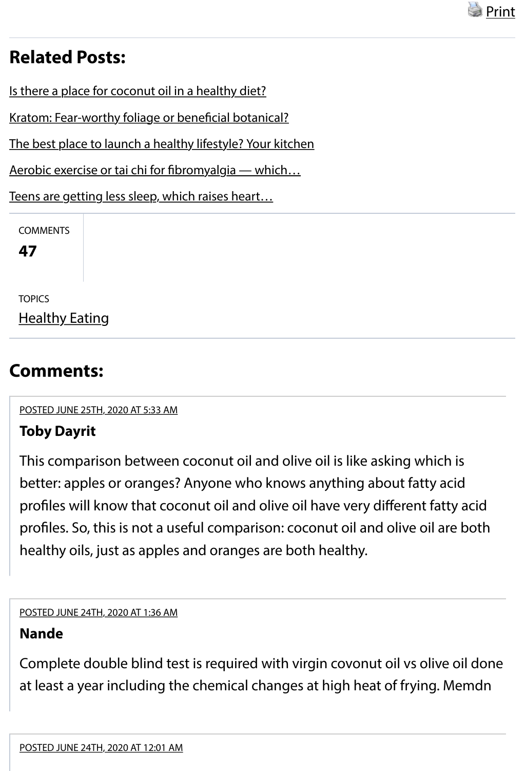Print

## Related Posts:

Is there a place for coconut oil in a healthy diet?

Kratom: Fear-worthy foliage or beneficial botanical?

The best place to launch a healthy lifestyle? Your kitchen

Aerobic exercise or tai chi for fibromyalgia — which…

Teens are getting less sleep, which raises heart…

COMMENTS

**47**

TOPICS

Healthy Eating

## Comments:

POSTED JUNE 25TH, 2020 AT 5:33 AM

**Toby Dayrit**

This comparison between coconut oil and olive oil is like asking which is better: apples or oranges? Anyone who knows anything about fatty acid profiles will know that coconut oil and olive oil have very different fatty acid profiles. So, this is not a useful comparison: coconut oil and olive oil are both healthy oils, just as apples and oranges are both healthy.

POSTED JUNE 24TH, 2020 AT 1:36 AM

**Nande**

Complete double blind test is required with virgin covonut oil vs olive oil done at least a year including the chemical changes at high heat of frying. Memdn

POSTED JUNE 24TH, 2020 AT 12:01 AM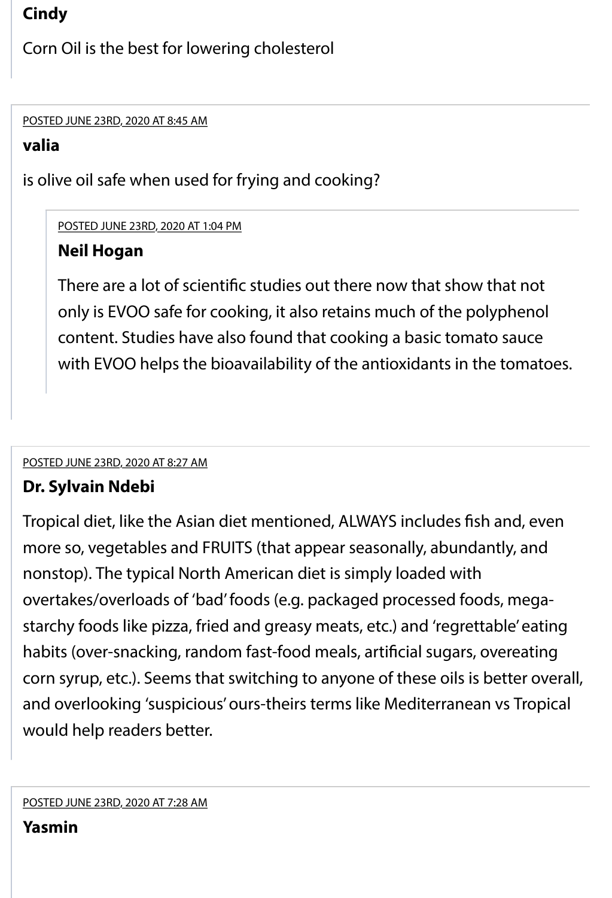**Cindy**

Corn Oil is the best for lowering cholesterol

POSTED JUNE 23RD, 2020 AT 8:45 AM

**valia**

is olive oil safe when used for frying and cooking?

> POSTED JUNE 23RD, 2020 AT 1:04 PM
>
> **Neil Hogan**
>
> There are a lot of scientific studies out there now that show that not only is EVOO safe for cooking, it also retains much of the polyphenol content. Studies have also found that cooking a basic tomato sauce with EVOO helps the bioavailability of the antioxidants in the tomatoes.

POSTED JUNE 23RD, 2020 AT 8:27 AM

**Dr. Sylvain Ndebi**

Tropical diet, like the Asian diet mentioned, ALWAYS includes fish and, even more so, vegetables and FRUITS (that appear seasonally, abundantly, and nonstop). The typical North American diet is simply loaded with overtakes/overloads of 'bad' foods (e.g. packaged processed foods, mega-starchy foods like pizza, fried and greasy meats, etc.) and 'regrettable' eating habits (over-snacking, random fast-food meals, artificial sugars, overeating corn syrup, etc.). Seems that switching to anyone of these oils is better overall, and overlooking 'suspicious' ours-theirs terms like Mediterranean vs Tropical would help readers better.

POSTED JUNE 23RD, 2020 AT 7:28 AM

**Yasmin**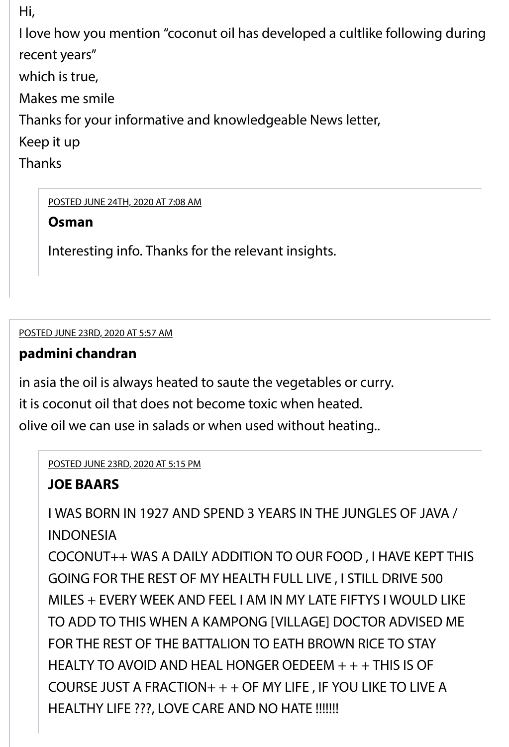Hi,

I love how you mention "coconut oil has developed a cultlike following during recent years"

which is true,

Makes me smile

Thanks for your informative and knowledgeable News letter,

Keep it up

Thanks

POSTED JUNE 24TH, 2020 AT 7:08 AM

**Osman**

Interesting info. Thanks for the relevant insights.

POSTED JUNE 23RD, 2020 AT 5:57 AM

**padmini chandran**

in asia the oil is always heated to saute the vegetables or curry.

it is coconut oil that does not become toxic when heated.

olive oil we can use in salads or when used without heating..

POSTED JUNE 23RD, 2020 AT 5:15 PM

**JOE BAARS**

I WAS BORN IN 1927 AND SPEND 3 YEARS IN THE JUNGLES OF JAVA / INDONESIA

COCONUT++ WAS A DAILY ADDITION TO OUR FOOD , I HAVE KEPT THIS GOING FOR THE REST OF MY HEALTH FULL LIVE , I STILL DRIVE 500 MILES + EVERY WEEK AND FEEL I AM IN MY LATE FIFTYS I WOULD LIKE TO ADD TO THIS WHEN A KAMPONG [VILLAGE] DOCTOR ADVISED ME FOR THE REST OF THE BATTALION TO EATH BROWN RICE TO STAY HEALTY TO AVOID AND HEAL HONGER OEDEEM + + + THIS IS OF COURSE JUST A FRACTION+ + + OF MY LIFE , IF YOU LIKE TO LIVE A HEALTHY LIFE ???, LOVE CARE AND NO HATE !!!!!!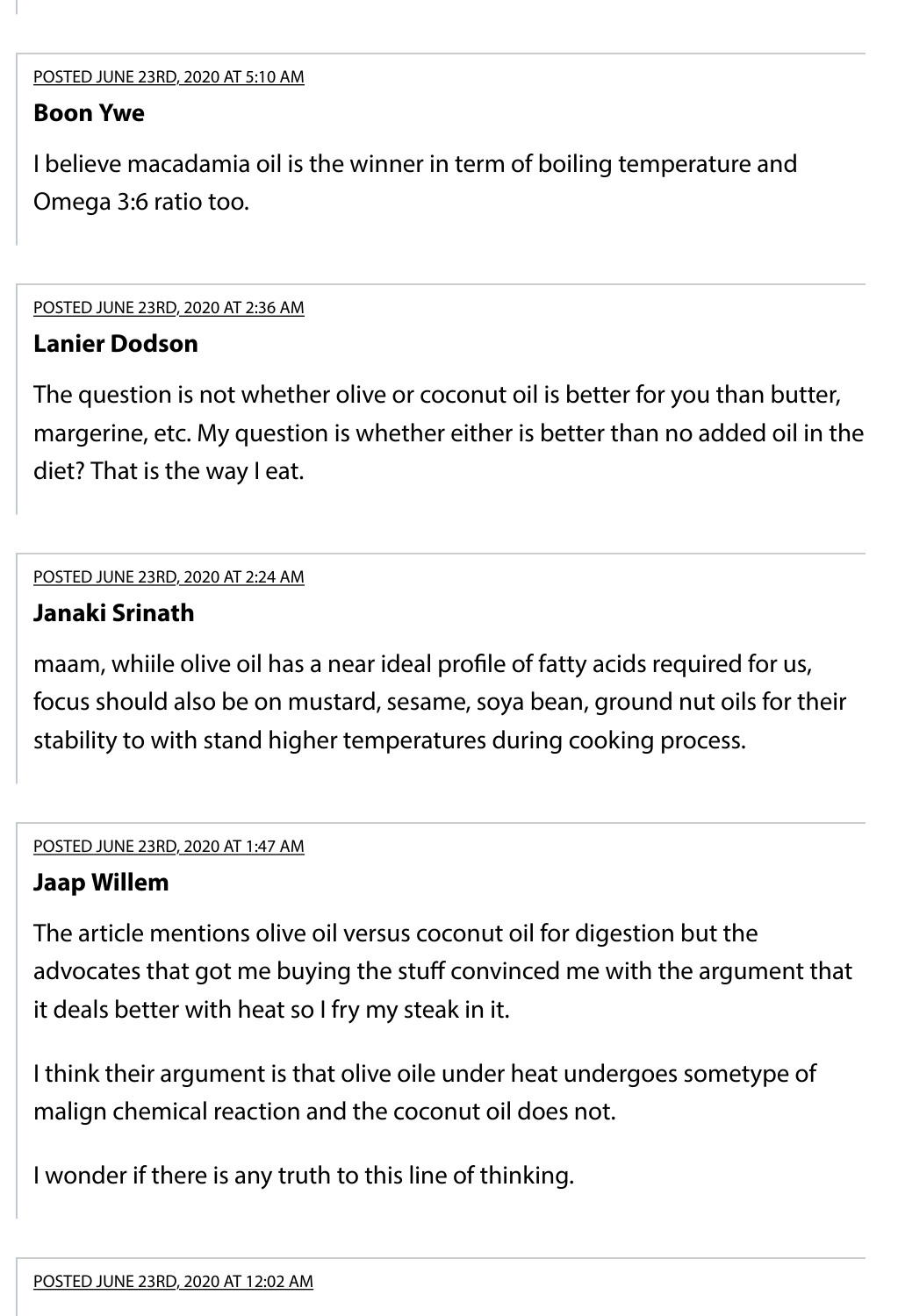POSTED JUNE 23RD, 2020 AT 5:10 AM

**Boon Ywe**

I believe macadamia oil is the winner in term of boiling temperature and Omega 3:6 ratio too.

POSTED JUNE 23RD, 2020 AT 2:36 AM

**Lanier Dodson**

The question is not whether olive or coconut oil is better for you than butter, margerine, etc. My question is whether either is better than no added oil in the diet? That is the way I eat.

POSTED JUNE 23RD, 2020 AT 2:24 AM

**Janaki Srinath**

maam, whiile olive oil has a near ideal profile of fatty acids required for us, focus should also be on mustard, sesame, soya bean, ground nut oils for their stability to with stand higher temperatures during cooking process.

POSTED JUNE 23RD, 2020 AT 1:47 AM

**Jaap Willem**

The article mentions olive oil versus coconut oil for digestion but the advocates that got me buying the stuff convinced me with the argument that it deals better with heat so I fry my steak in it.

I think their argument is that olive oile under heat undergoes sometype of malign chemical reaction and the coconut oil does not.

I wonder if there is any truth to this line of thinking.

POSTED JUNE 23RD, 2020 AT 12:02 AM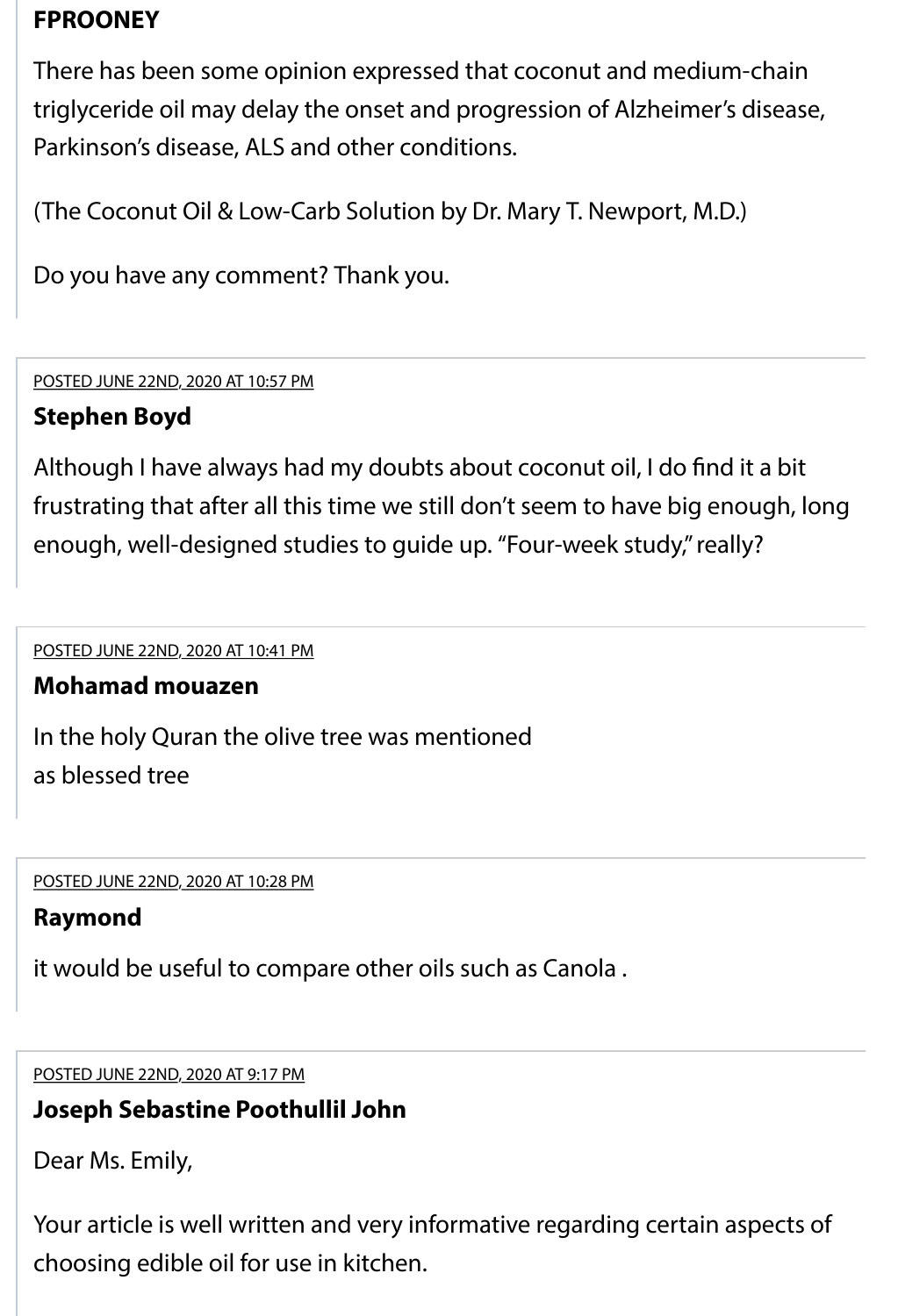**FPROONEY**

There has been some opinion expressed that coconut and medium-chain triglyceride oil may delay the onset and progression of Alzheimer's disease, Parkinson's disease, ALS and other conditions.

(The Coconut Oil & Low-Carb Solution by Dr. Mary T. Newport, M.D.)

Do you have any comment? Thank you.

POSTED JUNE 22ND, 2020 AT 10:57 PM

**Stephen Boyd**

Although I have always had my doubts about coconut oil, I do find it a bit frustrating that after all this time we still don't seem to have big enough, long enough, well-designed studies to guide up. "Four-week study," really?

POSTED JUNE 22ND, 2020 AT 10:41 PM

**Mohamad mouazen**

In the holy Quran the olive tree was mentioned
as blessed tree

POSTED JUNE 22ND, 2020 AT 10:28 PM

**Raymond**

it would be useful to compare other oils such as Canola .

POSTED JUNE 22ND, 2020 AT 9:17 PM

**Joseph Sebastine Poothullil John**

Dear Ms. Emily,

Your article is well written and very informative regarding certain aspects of choosing edible oil for use in kitchen.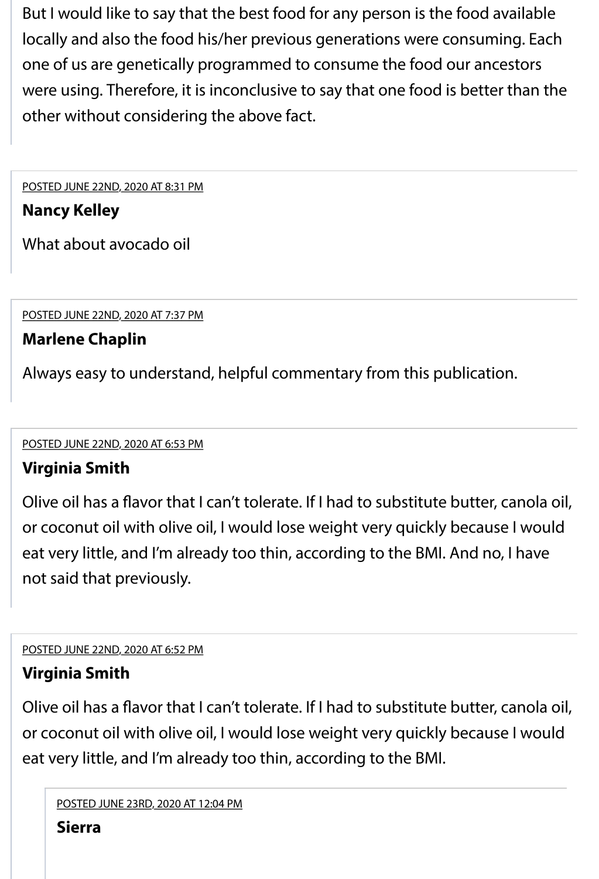But I would like to say that the best food for any person is the food available locally and also the food his/her previous generations were consuming. Each one of us are genetically programmed to consume the food our ancestors were using. Therefore, it is inconclusive to say that one food is better than the other without considering the above fact.

POSTED JUNE 22ND, 2020 AT 8:31 PM

**Nancy Kelley**

What about avocado oil

POSTED JUNE 22ND, 2020 AT 7:37 PM

**Marlene Chaplin**

Always easy to understand, helpful commentary from this publication.

POSTED JUNE 22ND, 2020 AT 6:53 PM

**Virginia Smith**

Olive oil has a flavor that I can't tolerate. If I had to substitute butter, canola oil, or coconut oil with olive oil, I would lose weight very quickly because I would eat very little, and I'm already too thin, according to the BMI. And no, I have not said that previously.

POSTED JUNE 22ND, 2020 AT 6:52 PM

**Virginia Smith**

Olive oil has a flavor that I can't tolerate. If I had to substitute butter, canola oil, or coconut oil with olive oil, I would lose weight very quickly because I would eat very little, and I'm already too thin, according to the BMI.

POSTED JUNE 23RD, 2020 AT 12:04 PM

**Sierra**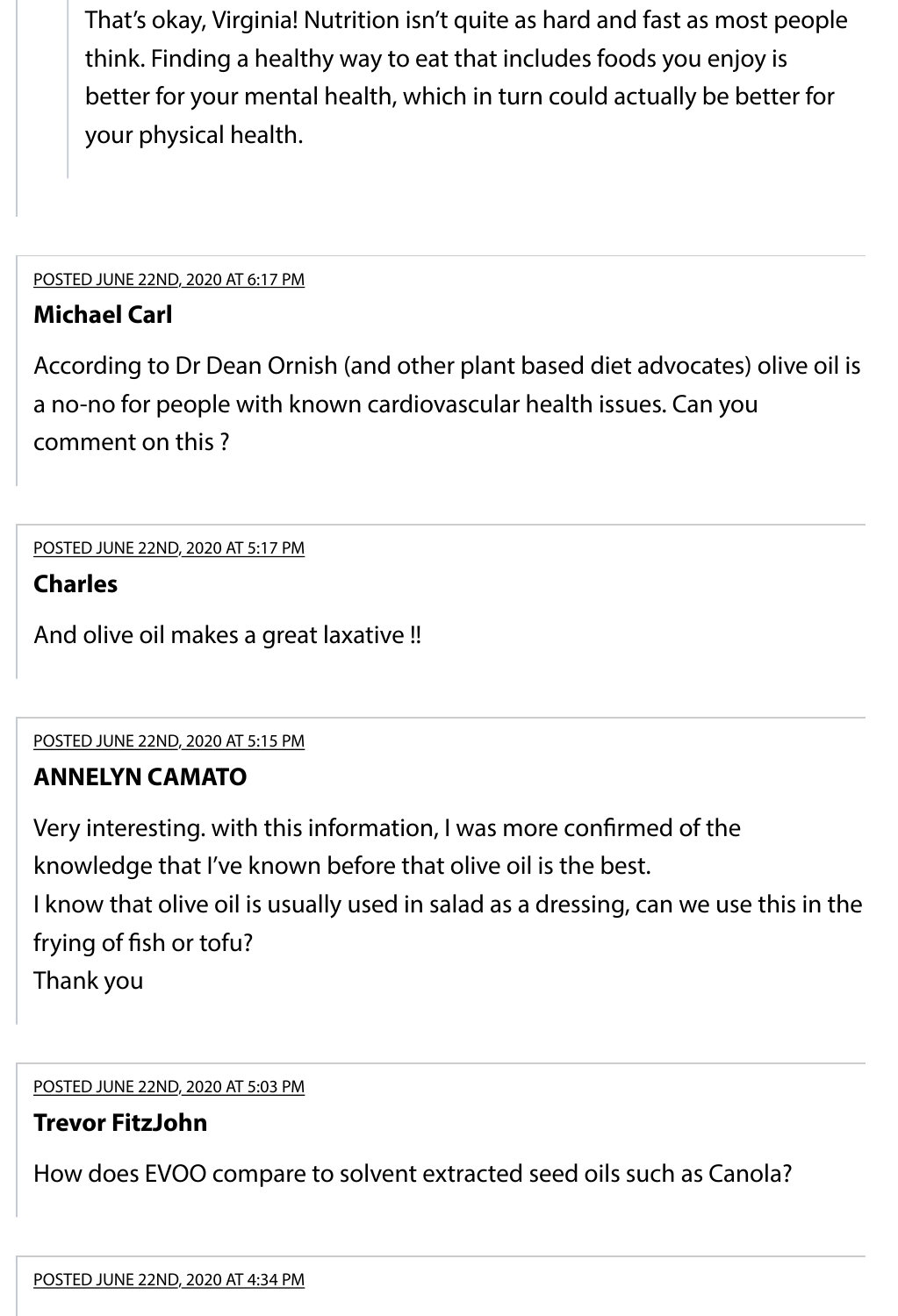> That's okay, Virginia! Nutrition isn't quite as hard and fast as most people think. Finding a healthy way to eat that includes foods you enjoy is better for your mental health, which in turn could actually be better for your physical health.

POSTED JUNE 22ND, 2020 AT 6:17 PM

**Michael Carl**

According to Dr Dean Ornish (and other plant based diet advocates) olive oil is a no-no for people with known cardiovascular health issues. Can you comment on this ?

POSTED JUNE 22ND, 2020 AT 5:17 PM

**Charles**

And olive oil makes a great laxative !!

POSTED JUNE 22ND, 2020 AT 5:15 PM

**ANNELYN CAMATO**

Very interesting. with this information, I was more confirmed of the knowledge that I've known before that olive oil is the best.
I know that olive oil is usually used in salad as a dressing, can we use this in the frying of fish or tofu?
Thank you

POSTED JUNE 22ND, 2020 AT 5:03 PM

**Trevor FitzJohn**

How does EVOO compare to solvent extracted seed oils such as Canola?

POSTED JUNE 22ND, 2020 AT 4:34 PM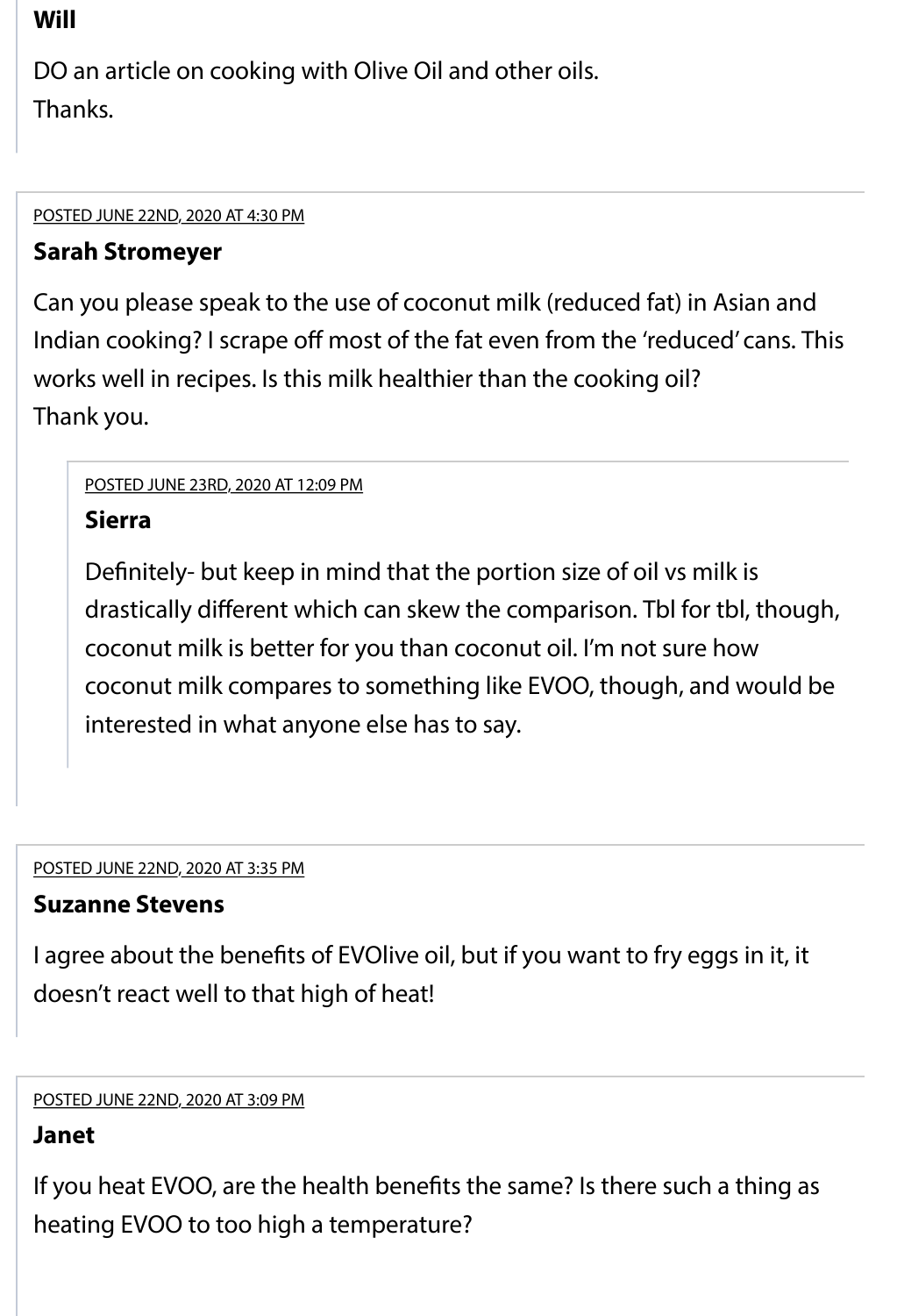**Will**

DO an article on cooking with Olive Oil and other oils.
Thanks.

---

POSTED JUNE 22ND, 2020 AT 4:30 PM

**Sarah Stromeyer**

Can you please speak to the use of coconut milk (reduced fat) in Asian and Indian cooking? I scrape off most of the fat even from the 'reduced' cans. This works well in recipes. Is this milk healthier than the cooking oil?
Thank you.

> POSTED JUNE 23RD, 2020 AT 12:09 PM
>
> **Sierra**
>
> Definitely- but keep in mind that the portion size of oil vs milk is drastically different which can skew the comparison. Tbl for tbl, though, coconut milk is better for you than coconut oil. I'm not sure how coconut milk compares to something like EVOO, though, and would be interested in what anyone else has to say.

---

POSTED JUNE 22ND, 2020 AT 3:35 PM

**Suzanne Stevens**

I agree about the benefits of EVOlive oil, but if you want to fry eggs in it, it doesn't react well to that high of heat!

---

POSTED JUNE 22ND, 2020 AT 3:09 PM

**Janet**

If you heat EVOO, are the health benefits the same? Is there such a thing as heating EVOO to too high a temperature?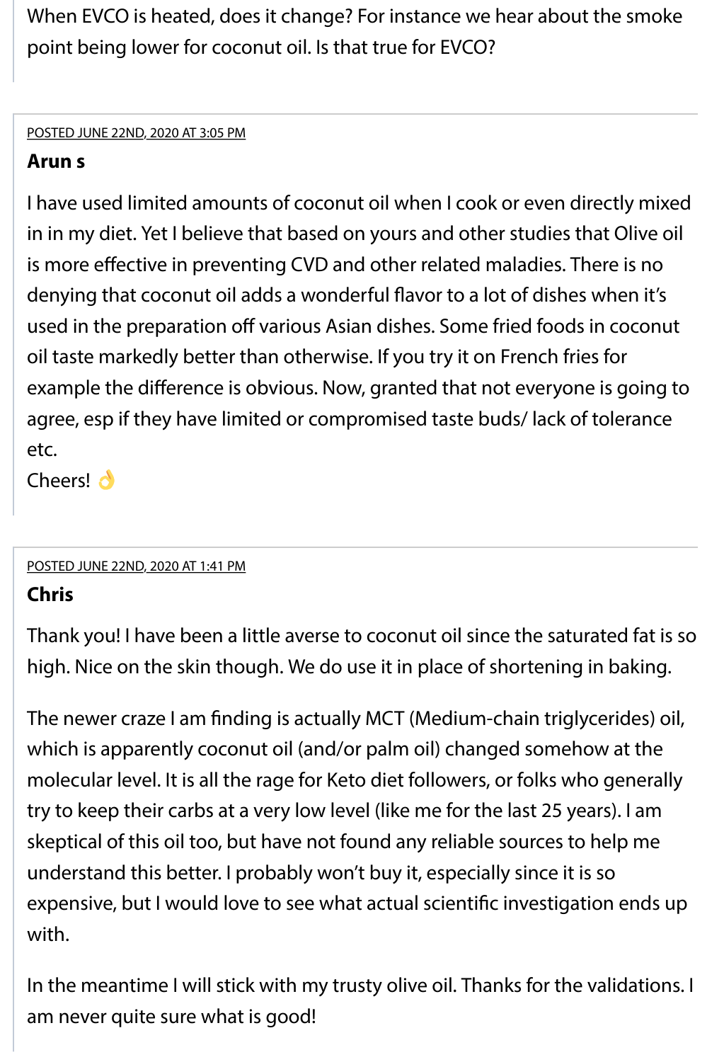When EVCO is heated, does it change? For instance we hear about the smoke point being lower for coconut oil. Is that true for EVCO?

POSTED JUNE 22ND, 2020 AT 3:05 PM

**Arun s**

I have used limited amounts of coconut oil when I cook or even directly mixed in in my diet. Yet I believe that based on yours and other studies that Olive oil is more effective in preventing CVD and other related maladies. There is no denying that coconut oil adds a wonderful flavor to a lot of dishes when it's used in the preparation off various Asian dishes. Some fried foods in coconut oil taste markedly better than otherwise. If you try it on French fries for example the difference is obvious. Now, granted that not everyone is going to agree, esp if they have limited or compromised taste buds/ lack of tolerance etc.

Cheers! 👌

POSTED JUNE 22ND, 2020 AT 1:41 PM

**Chris**

Thank you! I have been a little averse to coconut oil since the saturated fat is so high. Nice on the skin though. We do use it in place of shortening in baking.

The newer craze I am finding is actually MCT (Medium-chain triglycerides) oil, which is apparently coconut oil (and/or palm oil) changed somehow at the molecular level. It is all the rage for Keto diet followers, or folks who generally try to keep their carbs at a very low level (like me for the last 25 years). I am skeptical of this oil too, but have not found any reliable sources to help me understand this better. I probably won't buy it, especially since it is so expensive, but I would love to see what actual scientific investigation ends up with.

In the meantime I will stick with my trusty olive oil. Thanks for the validations. I am never quite sure what is good!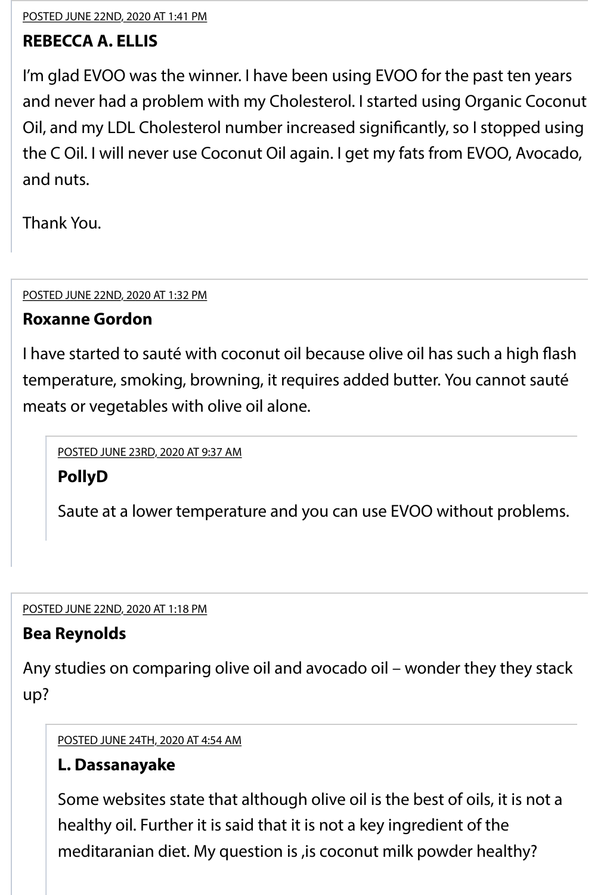POSTED JUNE 22ND, 2020 AT 1:41 PM

**REBECCA A. ELLIS**

I'm glad EVOO was the winner. I have been using EVOO for the past ten years and never had a problem with my Cholesterol. I started using Organic Coconut Oil, and my LDL Cholesterol number increased significantly, so I stopped using the C Oil. I will never use Coconut Oil again. I get my fats from EVOO, Avocado, and nuts.

Thank You.

POSTED JUNE 22ND, 2020 AT 1:32 PM

**Roxanne Gordon**

I have started to sauté with coconut oil because olive oil has such a high flash temperature, smoking, browning, it requires added butter. You cannot sauté meats or vegetables with olive oil alone.

> POSTED JUNE 23RD, 2020 AT 9:37 AM
>
> **PollyD**
>
> Saute at a lower temperature and you can use EVOO without problems.

POSTED JUNE 22ND, 2020 AT 1:18 PM

**Bea Reynolds**

Any studies on comparing olive oil and avocado oil – wonder they they stack up?

> POSTED JUNE 24TH, 2020 AT 4:54 AM
>
> **L. Dassanayake**
>
> Some websites state that although olive oil is the best of oils, it is not a healthy oil. Further it is said that it is not a key ingredient of the meditaranian diet. My question is ,is coconut milk powder healthy?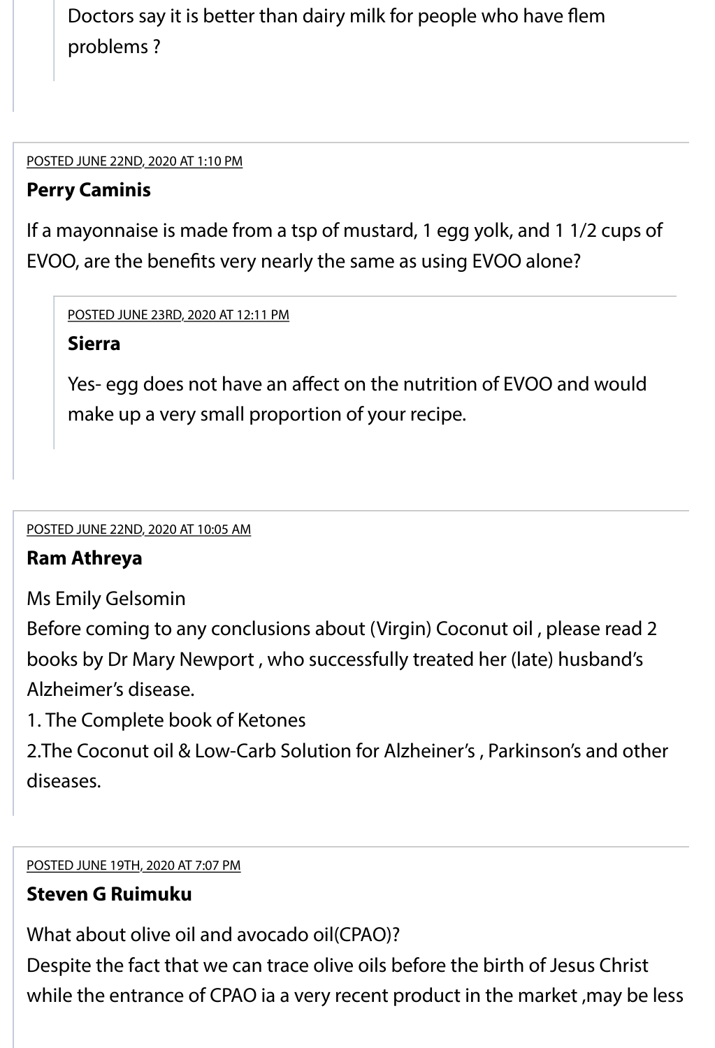> Doctors say it is better than dairy milk for people who have flem problems ?

POSTED JUNE 22ND, 2020 AT 1:10 PM

**Perry Caminis**

If a mayonnaise is made from a tsp of mustard, 1 egg yolk, and 1 1/2 cups of EVOO, are the benefits very nearly the same as using EVOO alone?

> POSTED JUNE 23RD, 2020 AT 12:11 PM
>
> **Sierra**
>
> Yes- egg does not have an affect on the nutrition of EVOO and would make up a very small proportion of your recipe.

POSTED JUNE 22ND, 2020 AT 10:05 AM

**Ram Athreya**

Ms Emily Gelsomin
Before coming to any conclusions about (Virgin) Coconut oil , please read 2 books by Dr Mary Newport , who successfully treated her (late) husband's Alzheimer's disease.
1. The Complete book of Ketones
2.The Coconut oil & Low-Carb Solution for Alzheiner's , Parkinson's and other diseases.

POSTED JUNE 19TH, 2020 AT 7:07 PM

**Steven G Ruimuku**

What about olive oil and avocado oil(CPAO)?
Despite the fact that we can trace olive oils before the birth of Jesus Christ while the entrance of CPAO ia a very recent product in the market ,may be less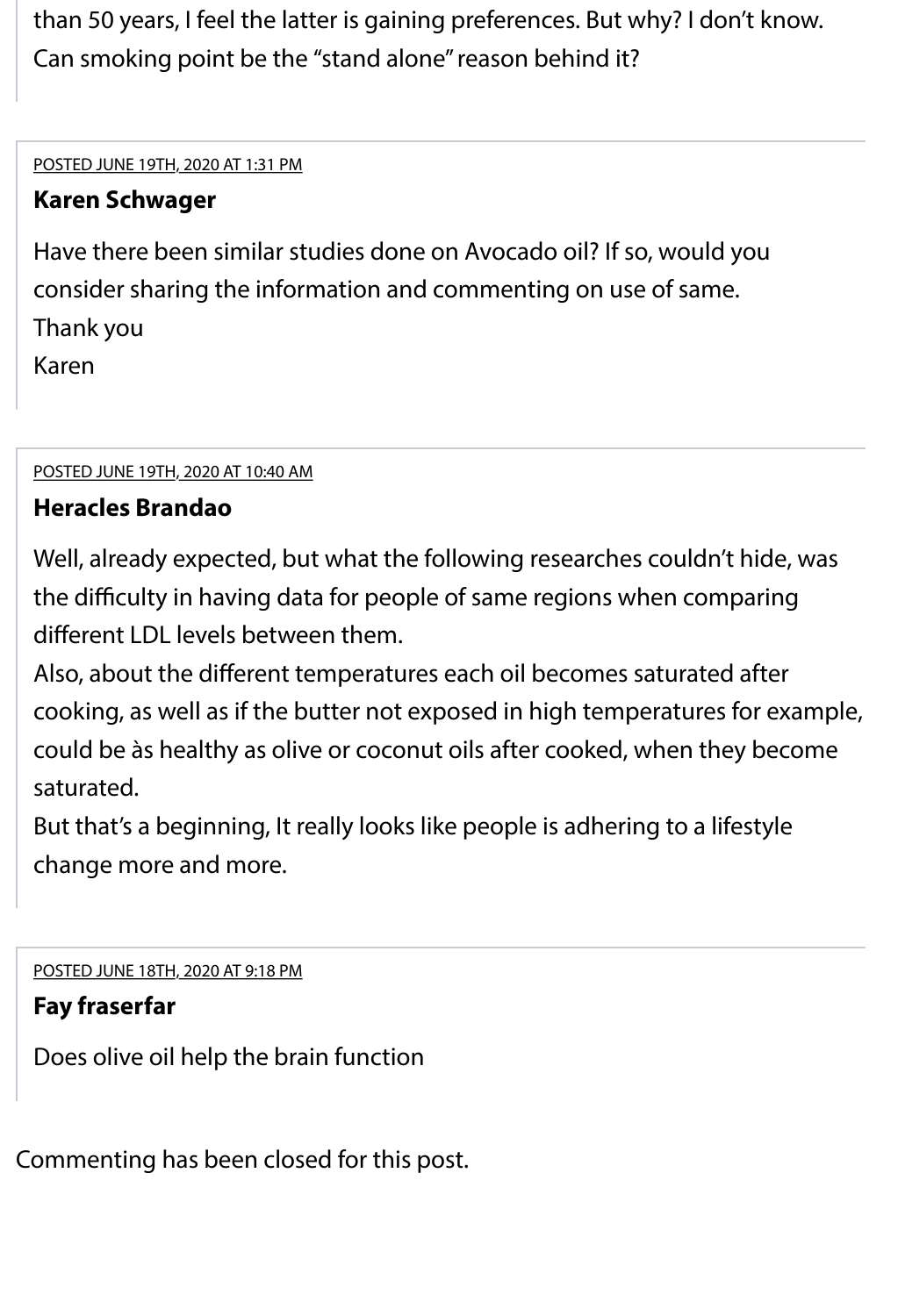than 50 years, I feel the latter is gaining preferences. But why? I don't know. Can smoking point be the "stand alone" reason behind it?

---

POSTED JUNE 19TH, 2020 AT 1:31 PM

**Karen Schwager**

Have there been similar studies done on Avocado oil? If so, would you consider sharing the information and commenting on use of same.
Thank you
Karen

---

POSTED JUNE 19TH, 2020 AT 10:40 AM

**Heracles Brandao**

Well, already expected, but what the following researches couldn't hide, was the difficulty in having data for people of same regions when comparing different LDL levels between them.
Also, about the different temperatures each oil becomes saturated after cooking, as well as if the butter not exposed in high temperatures for example, could be às healthy as olive or coconut oils after cooked, when they become saturated.
But that's a beginning, It really looks like people is adhering to a lifestyle change more and more.

---

POSTED JUNE 18TH, 2020 AT 9:18 PM

**Fay fraserfar**

Does olive oil help the brain function

---

Commenting has been closed for this post.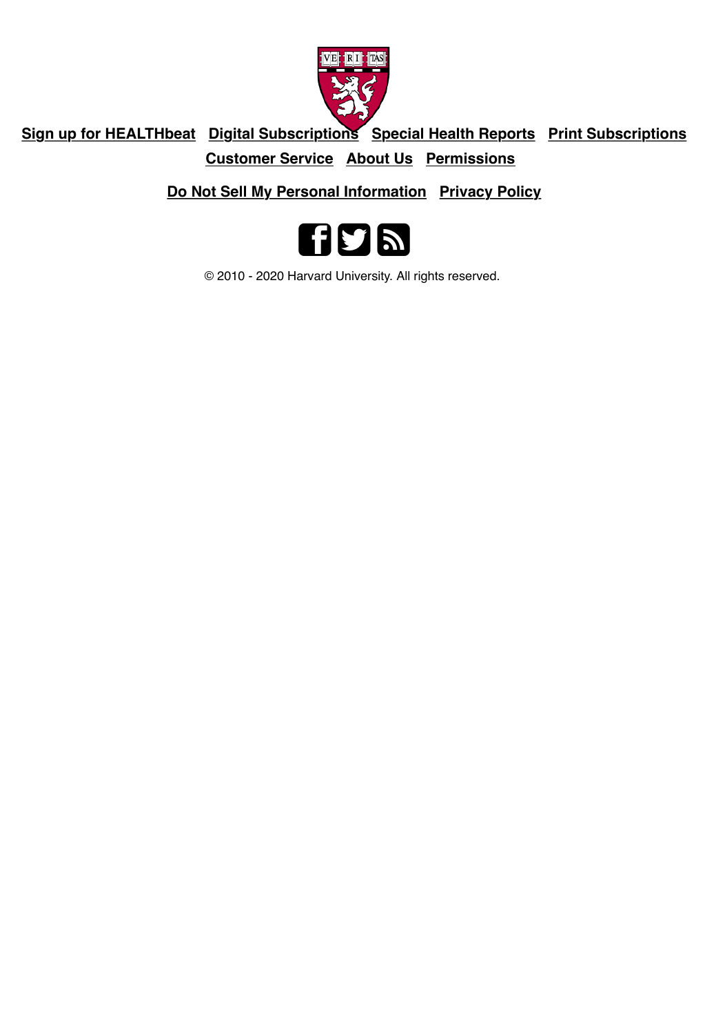Sign up for HEALTHbeat Digital Subscriptions Special Health Reports Print Subscriptions

Customer Service About Us Permissions

Do Not Sell My Personal Information Privacy Policy

© 2010 - 2020 Harvard University. All rights reserved.